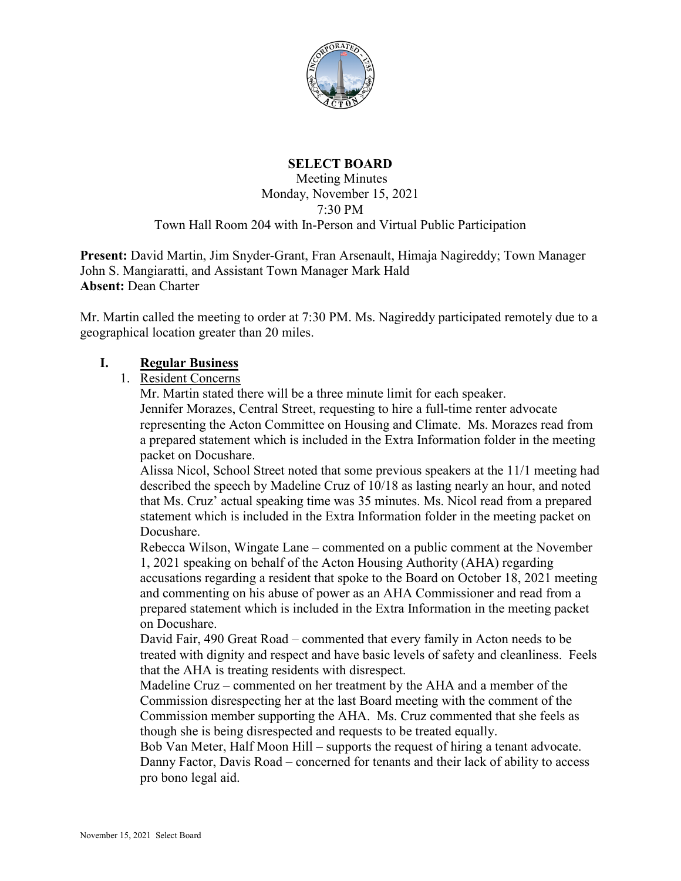# SELECT BOARD

Meeting Minutes
Monday, November 15, 2021
7:30 PM
Town Hall Room 204 with In-Person and Virtual Public Participation

**Present:** David Martin, Jim Snyder-Grant, Fran Arsenault, Himaja Nagireddy; Town Manager John S. Mangiaratti, and Assistant Town Manager Mark Hald
**Absent:** Dean Charter

Mr. Martin called the meeting to order at 7:30 PM. Ms. Nagireddy participated remotely due to a geographical location greater than 20 miles.

## I. Regular Business

1. Resident Concerns

   Mr. Martin stated there will be a three minute limit for each speaker.

   Jennifer Morazes, Central Street, requesting to hire a full-time renter advocate representing the Acton Committee on Housing and Climate. Ms. Morazes read from a prepared statement which is included in the Extra Information folder in the meeting packet on Docushare.

   Alissa Nicol, School Street noted that some previous speakers at the 11/1 meeting had described the speech by Madeline Cruz of 10/18 as lasting nearly an hour, and noted that Ms. Cruz' actual speaking time was 35 minutes. Ms. Nicol read from a prepared statement which is included in the Extra Information folder in the meeting packet on Docushare.

   Rebecca Wilson, Wingate Lane – commented on a public comment at the November 1, 2021 speaking on behalf of the Acton Housing Authority (AHA) regarding accusations regarding a resident that spoke to the Board on October 18, 2021 meeting and commenting on his abuse of power as an AHA Commissioner and read from a prepared statement which is included in the Extra Information in the meeting packet on Docushare.

   David Fair, 490 Great Road – commented that every family in Acton needs to be treated with dignity and respect and have basic levels of safety and cleanliness. Feels that the AHA is treating residents with disrespect.

   Madeline Cruz – commented on her treatment by the AHA and a member of the Commission disrespecting her at the last Board meeting with the comment of the Commission member supporting the AHA. Ms. Cruz commented that she feels as though she is being disrespected and requests to be treated equally.

   Bob Van Meter, Half Moon Hill – supports the request of hiring a tenant advocate.

   Danny Factor, Davis Road – concerned for tenants and their lack of ability to access pro bono legal aid.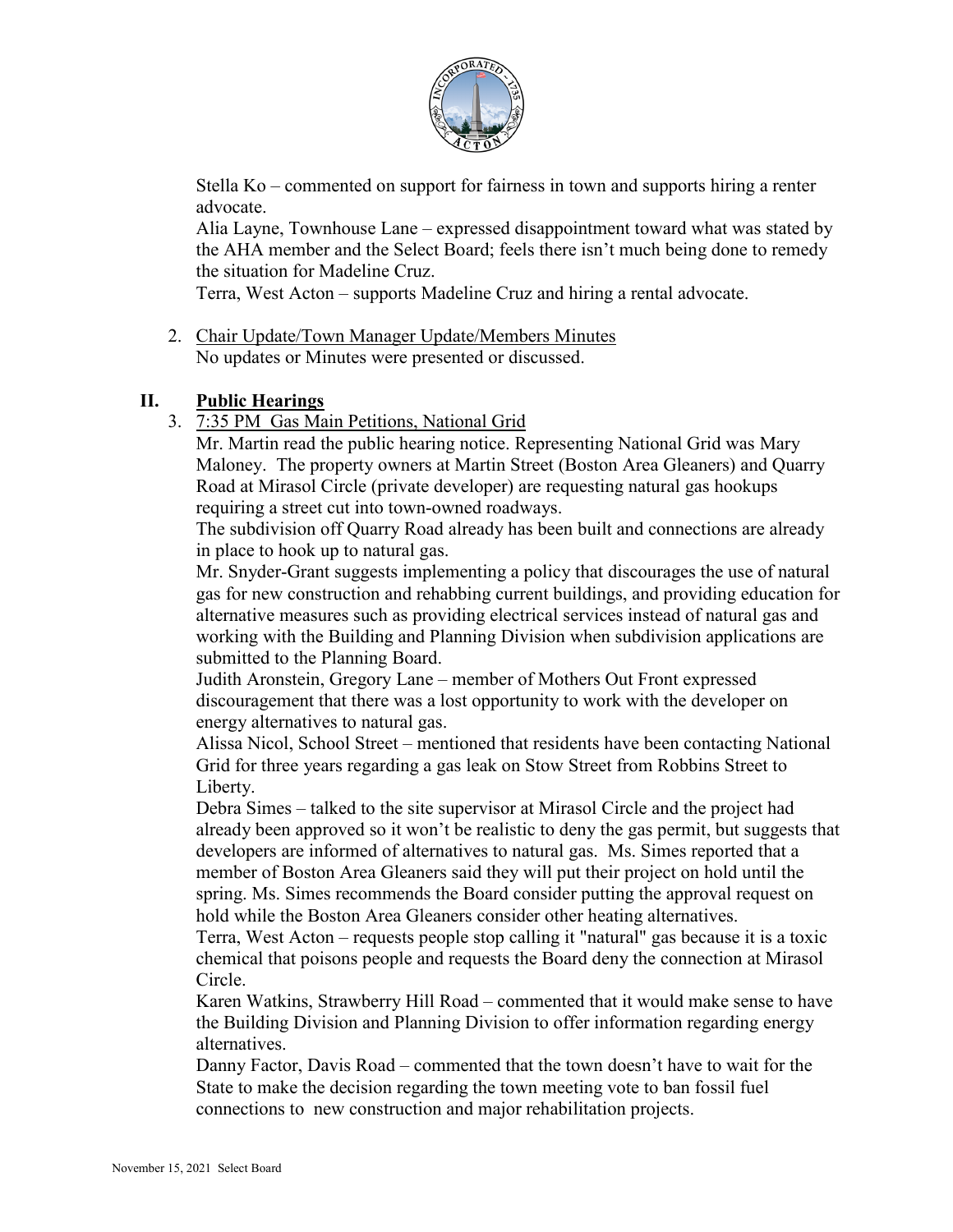Stella Ko – commented on support for fairness in town and supports hiring a renter advocate.

Alia Layne, Townhouse Lane – expressed disappointment toward what was stated by the AHA member and the Select Board; feels there isn't much being done to remedy the situation for Madeline Cruz.

Terra, West Acton – supports Madeline Cruz and hiring a rental advocate.

2. Chair Update/Town Manager Update/Members Minutes
   No updates or Minutes were presented or discussed.

## II. Public Hearings

3. 7:35 PM Gas Main Petitions, National Grid

   Mr. Martin read the public hearing notice. Representing National Grid was Mary Maloney. The property owners at Martin Street (Boston Area Gleaners) and Quarry Road at Mirasol Circle (private developer) are requesting natural gas hookups requiring a street cut into town-owned roadways.

   The subdivision off Quarry Road already has been built and connections are already in place to hook up to natural gas.

   Mr. Snyder-Grant suggests implementing a policy that discourages the use of natural gas for new construction and rehabbing current buildings, and providing education for alternative measures such as providing electrical services instead of natural gas and working with the Building and Planning Division when subdivision applications are submitted to the Planning Board.

   Judith Aronstein, Gregory Lane – member of Mothers Out Front expressed discouragement that there was a lost opportunity to work with the developer on energy alternatives to natural gas.

   Alissa Nicol, School Street – mentioned that residents have been contacting National Grid for three years regarding a gas leak on Stow Street from Robbins Street to Liberty.

   Debra Simes – talked to the site supervisor at Mirasol Circle and the project had already been approved so it won't be realistic to deny the gas permit, but suggests that developers are informed of alternatives to natural gas. Ms. Simes reported that a member of Boston Area Gleaners said they will put their project on hold until the spring. Ms. Simes recommends the Board consider putting the approval request on hold while the Boston Area Gleaners consider other heating alternatives.

   Terra, West Acton – requests people stop calling it "natural" gas because it is a toxic chemical that poisons people and requests the Board deny the connection at Mirasol Circle.

   Karen Watkins, Strawberry Hill Road – commented that it would make sense to have the Building Division and Planning Division to offer information regarding energy alternatives.

   Danny Factor, Davis Road – commented that the town doesn't have to wait for the State to make the decision regarding the town meeting vote to ban fossil fuel connections to new construction and major rehabilitation projects.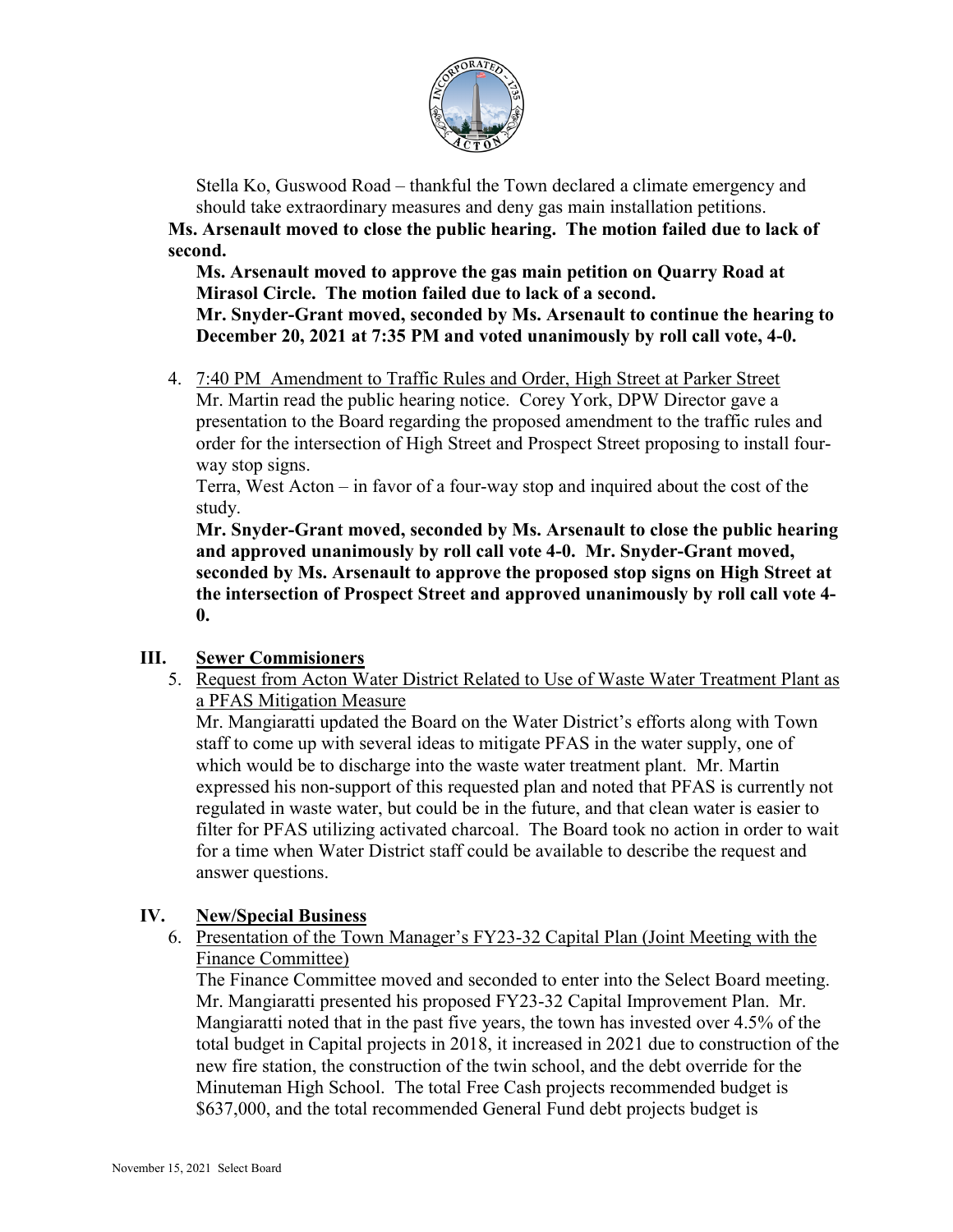Stella Ko, Guswood Road – thankful the Town declared a climate emergency and should take extraordinary measures and deny gas main installation petitions.

**Ms. Arsenault moved to close the public hearing. The motion failed due to lack of second.**

**Ms. Arsenault moved to approve the gas main petition on Quarry Road at Mirasol Circle. The motion failed due to lack of a second.**
**Mr. Snyder-Grant moved, seconded by Ms. Arsenault to continue the hearing to December 20, 2021 at 7:35 PM and voted unanimously by roll call vote, 4-0.**

4. <u>7:40 PM Amendment to Traffic Rules and Order, High Street at Parker Street</u>
   Mr. Martin read the public hearing notice. Corey York, DPW Director gave a presentation to the Board regarding the proposed amendment to the traffic rules and order for the intersection of High Street and Prospect Street proposing to install four-way stop signs.
   Terra, West Acton – in favor of a four-way stop and inquired about the cost of the study.
   **Mr. Snyder-Grant moved, seconded by Ms. Arsenault to close the public hearing and approved unanimously by roll call vote 4-0. Mr. Snyder-Grant moved, seconded by Ms. Arsenault to approve the proposed stop signs on High Street at the intersection of Prospect Street and approved unanimously by roll call vote 4-0.**

## III. <u>Sewer Commisioners</u>

5. <u>Request from Acton Water District Related to Use of Waste Water Treatment Plant as a PFAS Mitigation Measure</u>
   Mr. Mangiaratti updated the Board on the Water District's efforts along with Town staff to come up with several ideas to mitigate PFAS in the water supply, one of which would be to discharge into the waste water treatment plant. Mr. Martin expressed his non-support of this requested plan and noted that PFAS is currently not regulated in waste water, but could be in the future, and that clean water is easier to filter for PFAS utilizing activated charcoal. The Board took no action in order to wait for a time when Water District staff could be available to describe the request and answer questions.

## IV. <u>New/Special Business</u>

6. <u>Presentation of the Town Manager's FY23-32 Capital Plan (Joint Meeting with the Finance Committee)</u>
   The Finance Committee moved and seconded to enter into the Select Board meeting. Mr. Mangiaratti presented his proposed FY23-32 Capital Improvement Plan. Mr. Mangiaratti noted that in the past five years, the town has invested over 4.5% of the total budget in Capital projects in 2018, it increased in 2021 due to construction of the new fire station, the construction of the twin school, and the debt override for the Minuteman High School. The total Free Cash projects recommended budget is \$637,000, and the total recommended General Fund debt projects budget is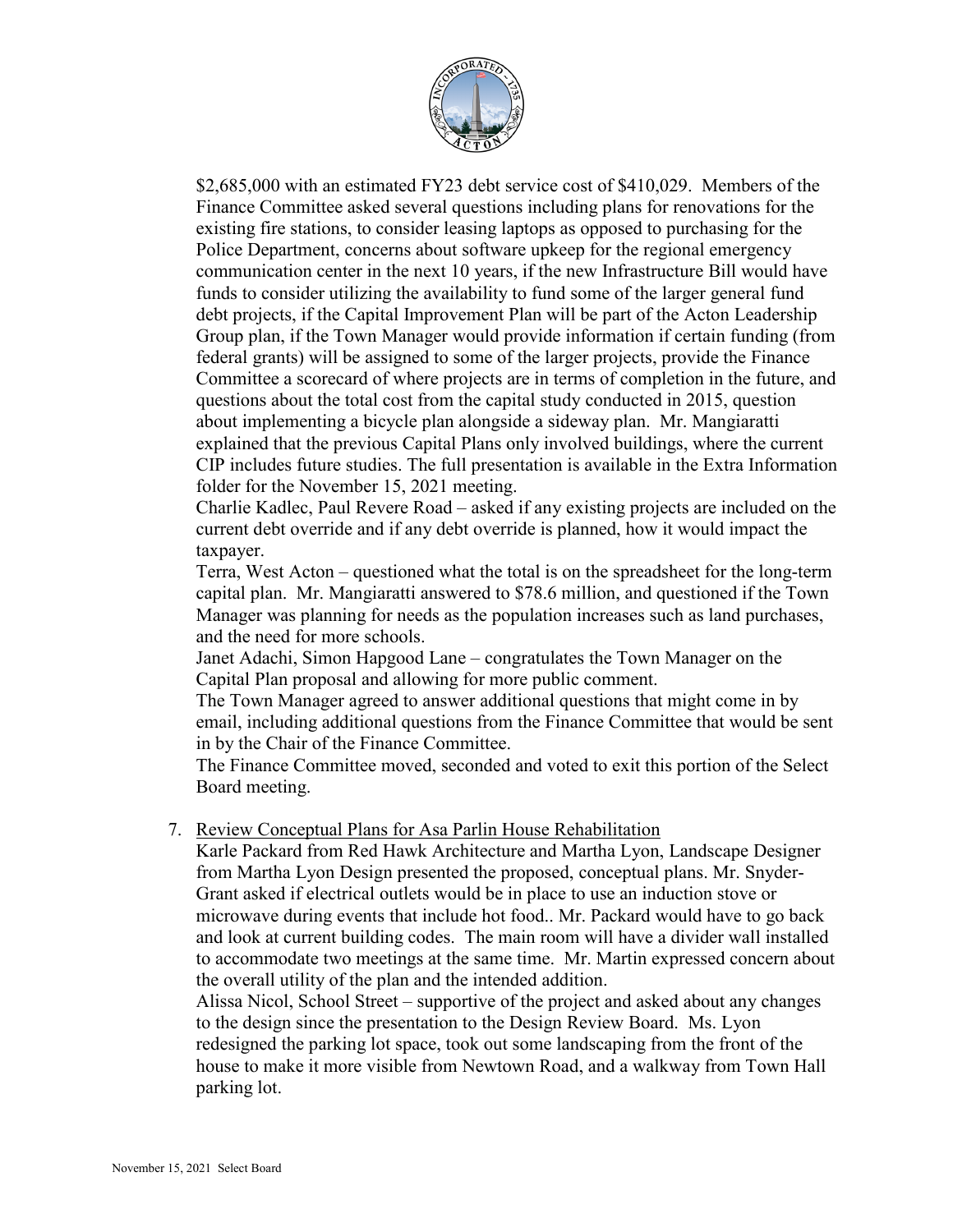$2,685,000 with an estimated FY23 debt service cost of $410,029. Members of the Finance Committee asked several questions including plans for renovations for the existing fire stations, to consider leasing laptops as opposed to purchasing for the Police Department, concerns about software upkeep for the regional emergency communication center in the next 10 years, if the new Infrastructure Bill would have funds to consider utilizing the availability to fund some of the larger general fund debt projects, if the Capital Improvement Plan will be part of the Acton Leadership Group plan, if the Town Manager would provide information if certain funding (from federal grants) will be assigned to some of the larger projects, provide the Finance Committee a scorecard of where projects are in terms of completion in the future, and questions about the total cost from the capital study conducted in 2015, question about implementing a bicycle plan alongside a sideway plan. Mr. Mangiaratti explained that the previous Capital Plans only involved buildings, where the current CIP includes future studies. The full presentation is available in the Extra Information folder for the November 15, 2021 meeting.

Charlie Kadlec, Paul Revere Road – asked if any existing projects are included on the current debt override and if any debt override is planned, how it would impact the taxpayer.

Terra, West Acton – questioned what the total is on the spreadsheet for the long-term capital plan. Mr. Mangiaratti answered to $78.6 million, and questioned if the Town Manager was planning for needs as the population increases such as land purchases, and the need for more schools.

Janet Adachi, Simon Hapgood Lane – congratulates the Town Manager on the Capital Plan proposal and allowing for more public comment.

The Town Manager agreed to answer additional questions that might come in by email, including additional questions from the Finance Committee that would be sent in by the Chair of the Finance Committee.

The Finance Committee moved, seconded and voted to exit this portion of the Select Board meeting.

7. Review Conceptual Plans for Asa Parlin House Rehabilitation

Karle Packard from Red Hawk Architecture and Martha Lyon, Landscape Designer from Martha Lyon Design presented the proposed, conceptual plans. Mr. Snyder-Grant asked if electrical outlets would be in place to use an induction stove or microwave during events that include hot food.. Mr. Packard would have to go back and look at current building codes. The main room will have a divider wall installed to accommodate two meetings at the same time. Mr. Martin expressed concern about the overall utility of the plan and the intended addition.

Alissa Nicol, School Street – supportive of the project and asked about any changes to the design since the presentation to the Design Review Board. Ms. Lyon redesigned the parking lot space, took out some landscaping from the front of the house to make it more visible from Newtown Road, and a walkway from Town Hall parking lot.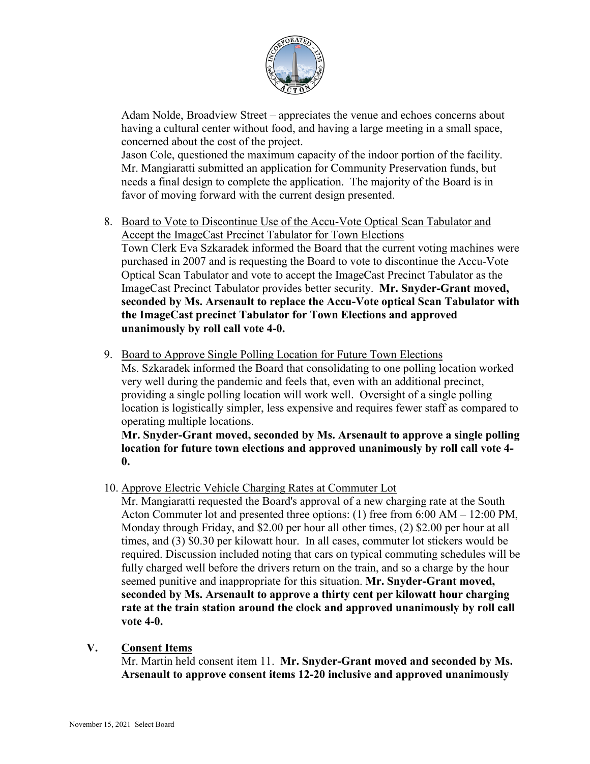Adam Nolde, Broadview Street – appreciates the venue and echoes concerns about having a cultural center without food, and having a large meeting in a small space, concerned about the cost of the project.

Jason Cole, questioned the maximum capacity of the indoor portion of the facility. Mr. Mangiaratti submitted an application for Community Preservation funds, but needs a final design to complete the application. The majority of the Board is in favor of moving forward with the current design presented.

8. Board to Vote to Discontinue Use of the Accu-Vote Optical Scan Tabulator and Accept the ImageCast Precinct Tabulator for Town Elections
   Town Clerk Eva Szkaradek informed the Board that the current voting machines were purchased in 2007 and is requesting the Board to vote to discontinue the Accu-Vote Optical Scan Tabulator and vote to accept the ImageCast Precinct Tabulator as the ImageCast Precinct Tabulator provides better security. **Mr. Snyder-Grant moved, seconded by Ms. Arsenault to replace the Accu-Vote optical Scan Tabulator with the ImageCast precinct Tabulator for Town Elections and approved unanimously by roll call vote 4-0.**

9. Board to Approve Single Polling Location for Future Town Elections
   Ms. Szkaradek informed the Board that consolidating to one polling location worked very well during the pandemic and feels that, even with an additional precinct, providing a single polling location will work well. Oversight of a single polling location is logistically simpler, less expensive and requires fewer staff as compared to operating multiple locations.
   **Mr. Snyder-Grant moved, seconded by Ms. Arsenault to approve a single polling location for future town elections and approved unanimously by roll call vote 4-0.**

10. Approve Electric Vehicle Charging Rates at Commuter Lot
    Mr. Mangiaratti requested the Board's approval of a new charging rate at the South Acton Commuter lot and presented three options: (1) free from 6:00 AM – 12:00 PM, Monday through Friday, and $2.00 per hour all other times, (2) $2.00 per hour at all times, and (3) $0.30 per kilowatt hour. In all cases, commuter lot stickers would be required. Discussion included noting that cars on typical commuting schedules will be fully charged well before the drivers return on the train, and so a charge by the hour seemed punitive and inappropriate for this situation. **Mr. Snyder-Grant moved, seconded by Ms. Arsenault to approve a thirty cent per kilowatt hour charging rate at the train station around the clock and approved unanimously by roll call vote 4-0.**

## V. Consent Items

Mr. Martin held consent item 11. **Mr. Snyder-Grant moved and seconded by Ms. Arsenault to approve consent items 12-20 inclusive and approved unanimously**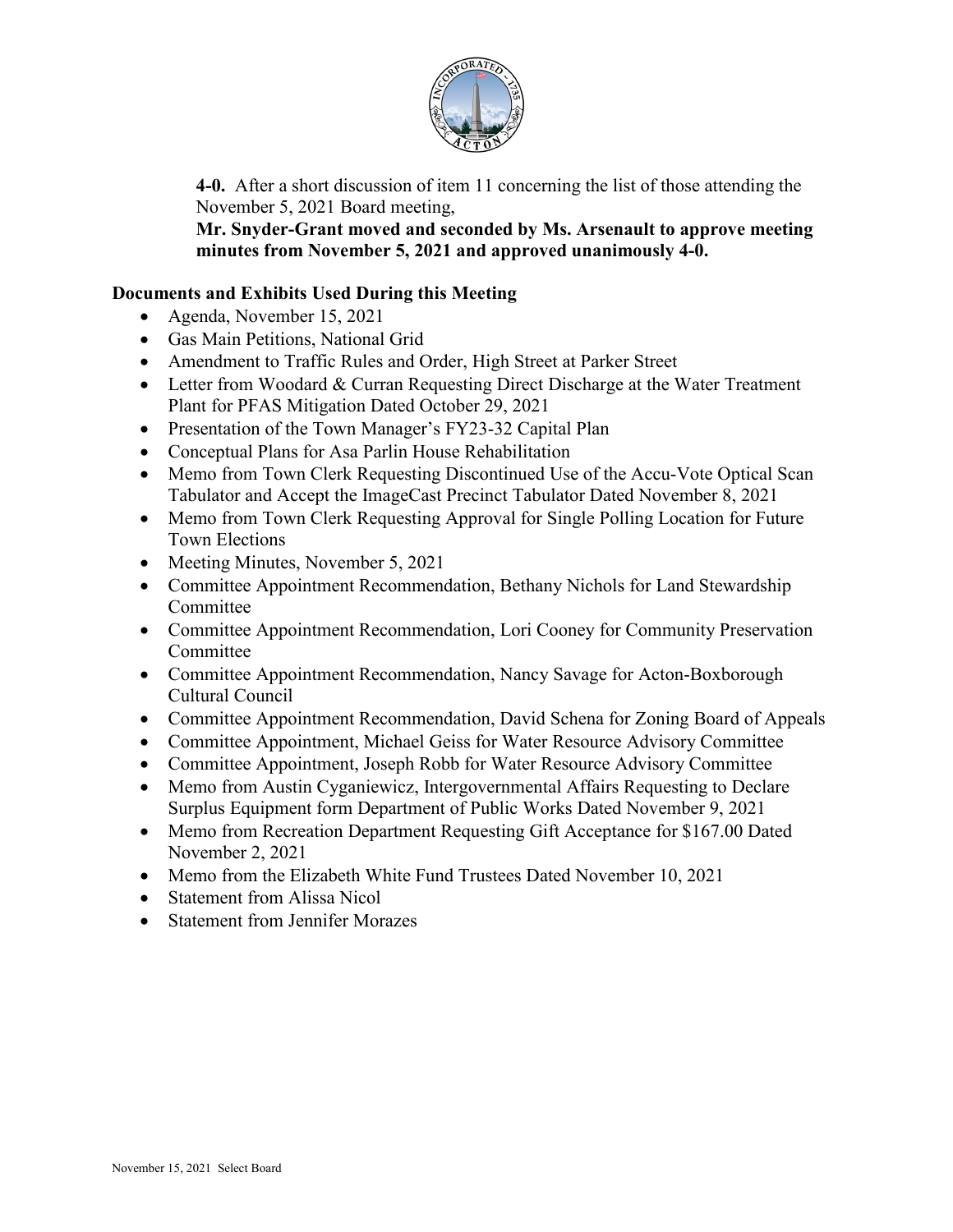**4-0.** After a short discussion of item 11 concerning the list of those attending the November 5, 2021 Board meeting,

**Mr. Snyder-Grant moved and seconded by Ms. Arsenault to approve meeting minutes from November 5, 2021 and approved unanimously 4-0.**

**Documents and Exhibits Used During this Meeting**

- Agenda, November 15, 2021
- Gas Main Petitions, National Grid
- Amendment to Traffic Rules and Order, High Street at Parker Street
- Letter from Woodard & Curran Requesting Direct Discharge at the Water Treatment Plant for PFAS Mitigation Dated October 29, 2021
- Presentation of the Town Manager's FY23-32 Capital Plan
- Conceptual Plans for Asa Parlin House Rehabilitation
- Memo from Town Clerk Requesting Discontinued Use of the Accu-Vote Optical Scan Tabulator and Accept the ImageCast Precinct Tabulator Dated November 8, 2021
- Memo from Town Clerk Requesting Approval for Single Polling Location for Future Town Elections
- Meeting Minutes, November 5, 2021
- Committee Appointment Recommendation, Bethany Nichols for Land Stewardship Committee
- Committee Appointment Recommendation, Lori Cooney for Community Preservation Committee
- Committee Appointment Recommendation, Nancy Savage for Acton-Boxborough Cultural Council
- Committee Appointment Recommendation, David Schena for Zoning Board of Appeals
- Committee Appointment, Michael Geiss for Water Resource Advisory Committee
- Committee Appointment, Joseph Robb for Water Resource Advisory Committee
- Memo from Austin Cyganiewicz, Intergovernmental Affairs Requesting to Declare Surplus Equipment form Department of Public Works Dated November 9, 2021
- Memo from Recreation Department Requesting Gift Acceptance for $167.00 Dated November 2, 2021
- Memo from the Elizabeth White Fund Trustees Dated November 10, 2021
- Statement from Alissa Nicol
- Statement from Jennifer Morazes